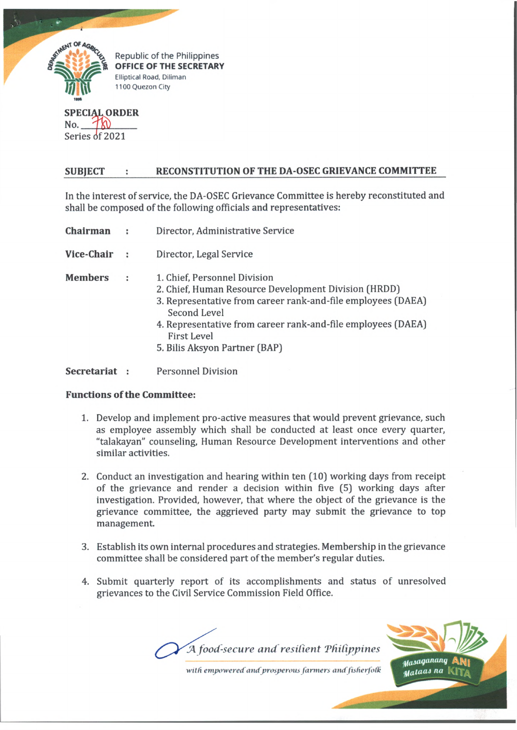Republic of the Philippines
**OFFICE OF THE SECRETARY**
Elliptical Road, Diliman
1100 Quezon City

**SPECIAL ORDER**
No. 780
Series of 2021

**SUBJECT : RECONSTITUTION OF THE DA-OSEC GRIEVANCE COMMITTEE**

In the interest of service, the DA-OSEC Grievance Committee is hereby reconstituted and shall be composed of the following officials and representatives:

**Chairman** : Director, Administrative Service

**Vice-Chair** : Director, Legal Service

**Members** :
1. Chief, Personnel Division
2. Chief, Human Resource Development Division (HRDD)
3. Representative from career rank-and-file employees (DAEA) Second Level
4. Representative from career rank-and-file employees (DAEA) First Level
5. Bilis Aksyon Partner (BAP)

**Secretariat** : Personnel Division

**Functions of the Committee:**

1. Develop and implement pro-active measures that would prevent grievance, such as employee assembly which shall be conducted at least once every quarter, "talakayan" counseling, Human Resource Development interventions and other similar activities.

2. Conduct an investigation and hearing within ten (10) working days from receipt of the grievance and render a decision within five (5) working days after investigation. Provided, however, that where the object of the grievance is the grievance committee, the aggrieved party may submit the grievance to top management.

3. Establish its own internal procedures and strategies. Membership in the grievance committee shall be considered part of the member's regular duties.

4. Submit quarterly report of its accomplishments and status of unresolved grievances to the Civil Service Commission Field Office.

*A food-secure and resilient Philippines*
*with empowered and prosperous farmers and fisherfolk*

Masaganang ANI Mataas na KITA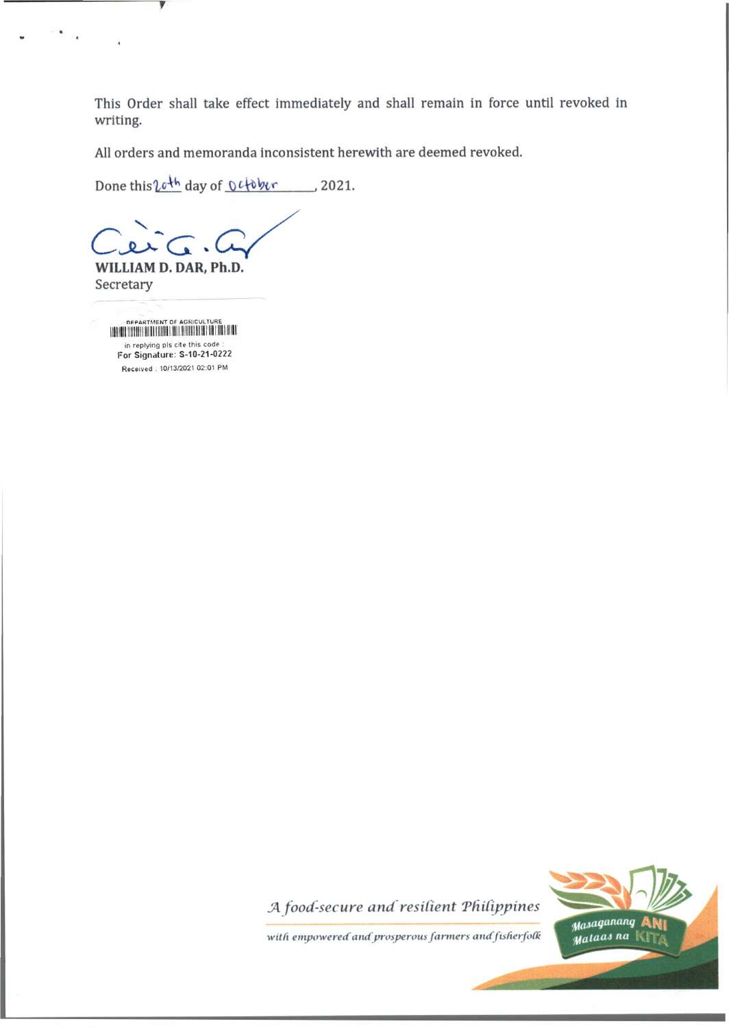This Order shall take effect immediately and shall remain in force until revoked in writing.

All orders and memoranda inconsistent herewith are deemed revoked.

Done this 20th day of October, 2021.

**WILLIAM D. DAR, Ph.D.**
Secretary

DEPARTMENT OF AGRICULTURE
in replying pls cite this code :
For Signature: S-10-21-0222
Received : 10/13/2021 02:01 PM

*A food-secure and resilient Philippines*

*with empowered and prosperous farmers and fisherfolk*

Masaganang ANI Mataas na KITA